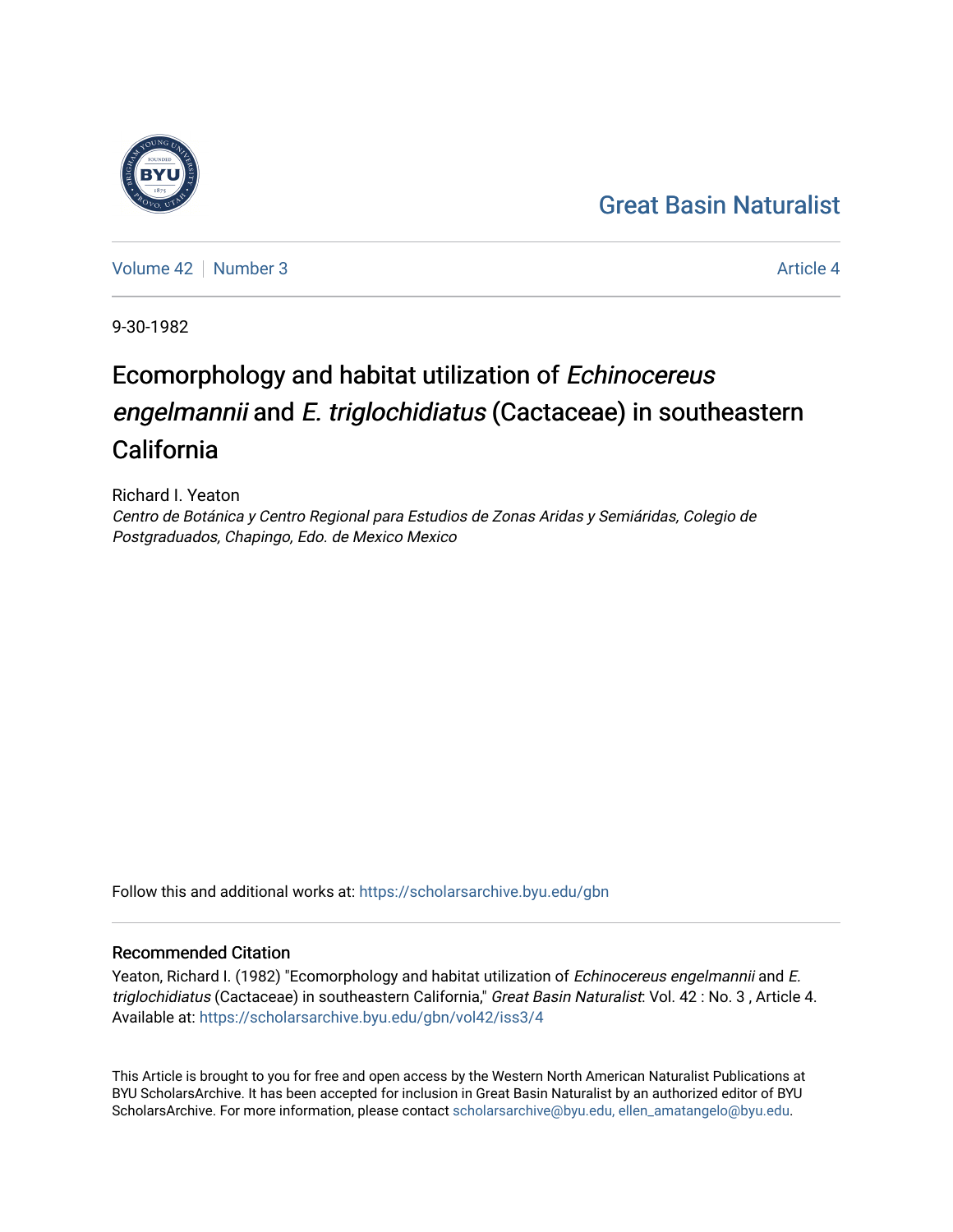Great Basin Naturalist

Volume 42 | Number 3 — Article 4

9-30-1982

# Ecomorphology and habitat utilization of *Echinocereus engelmannii* and *E. triglochidiatus* (Cactaceae) in southeastern California

Richard I. Yeaton
*Centro de Botánica y Centro Regional para Estudios de Zonas Aridas y Semiáridas, Colegio de Postgraduados, Chapingo, Edo. de Mexico Mexico*

Follow this and additional works at: https://scholarsarchive.byu.edu/gbn

## Recommended Citation

Yeaton, Richard I. (1982) "Ecomorphology and habitat utilization of *Echinocereus engelmannii* and *E. triglochidiatus* (Cactaceae) in southeastern California," *Great Basin Naturalist*: Vol. 42 : No. 3 , Article 4.
Available at: https://scholarsarchive.byu.edu/gbn/vol42/iss3/4

This Article is brought to you for free and open access by the Western North American Naturalist Publications at BYU ScholarsArchive. It has been accepted for inclusion in Great Basin Naturalist by an authorized editor of BYU ScholarsArchive. For more information, please contact scholarsarchive@byu.edu, ellen_amatangelo@byu.edu.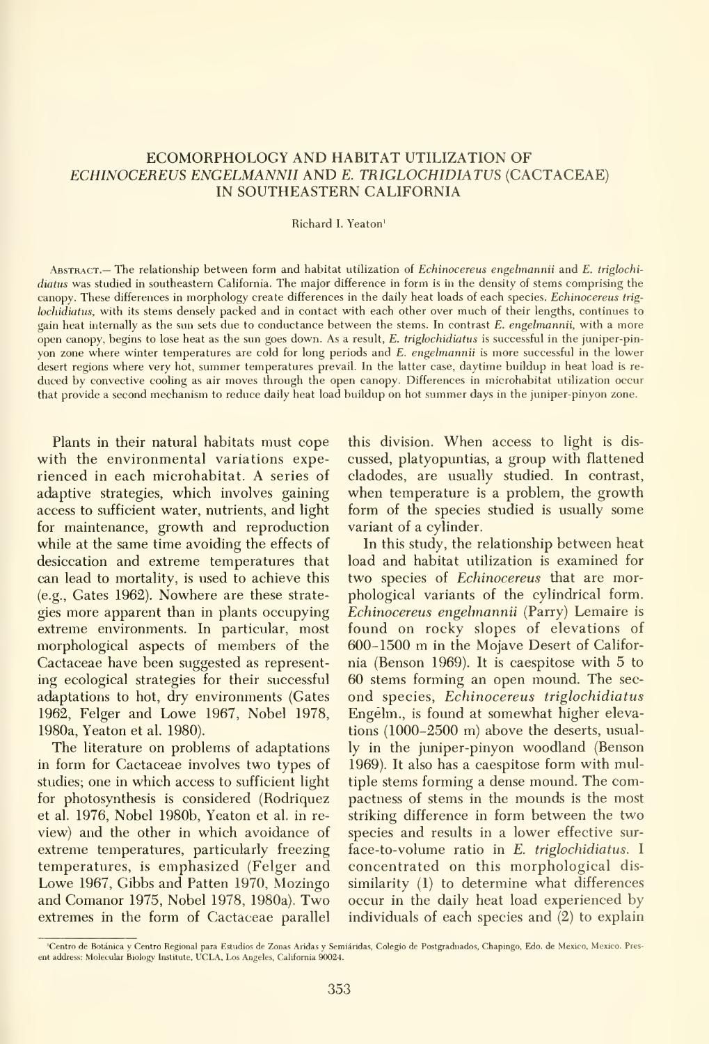# ECOMORPHOLOGY AND HABITAT UTILIZATION OF *ECHINOCEREUS ENGELMANNII* AND *E. TRIGLOCHIDIATUS* (CACTACEAE) IN SOUTHEASTERN CALIFORNIA

Richard I. Yeaton[1]

ABSTRACT.— The relationship between form and habitat utilization of *Echinocereus engelmannii* and *E. triglochidiatus* was studied in southeastern California. The major difference in form is in the density of stems comprising the canopy. These differences in morphology create differences in the daily heat loads of each species. *Echinocereus triglochidiatus*, with its stems densely packed and in contact with each other over much of their lengths, continues to gain heat internally as the sun sets due to conductance between the stems. In contrast *E. engelmannii*, with a more open canopy, begins to lose heat as the sun goes down. As a result, *E. triglochidiatus* is successful in the juniper-pinyon zone where winter temperatures are cold for long periods and *E. engelmannii* is more successful in the lower desert regions where very hot, summer temperatures prevail. In the latter case, daytime buildup in heat load is reduced by convective cooling as air moves through the open canopy. Differences in microhabitat utilization occur that provide a second mechanism to reduce daily heat load buildup on hot summer days in the juniper-pinyon zone.

Plants in their natural habitats must cope with the environmental variations experienced in each microhabitat. A series of adaptive strategies, which involves gaining access to sufficient water, nutrients, and light for maintenance, growth and reproduction while at the same time avoiding the effects of desiccation and extreme temperatures that can lead to mortality, is used to achieve this (e.g., Gates 1962). Nowhere are these strategies more apparent than in plants occupying extreme environments. In particular, most morphological aspects of members of the Cactaceae have been suggested as representing ecological strategies for their successful adaptations to hot, dry environments (Gates 1962, Felger and Lowe 1967, Nobel 1978, 1980a, Yeaton et al. 1980).

The literature on problems of adaptations in form for Cactaceae involves two types of studies; one in which access to sufficient light for photosynthesis is considered (Rodriquez et al. 1976, Nobel 1980b, Yeaton et al. in review) and the other in which avoidance of extreme temperatures, particularly freezing temperatures, is emphasized (Felger and Lowe 1967, Gibbs and Patten 1970, Mozingo and Comanor 1975, Nobel 1978, 1980a). Two extremes in the form of Cactaceae parallel this division. When access to light is discussed, platyopuntias, a group with flattened cladodes, are usually studied. In contrast, when temperature is a problem, the growth form of the species studied is usually some variant of a cylinder.

In this study, the relationship between heat load and habitat utilization is examined for two species of *Echinocereus* that are morphological variants of the cylindrical form. *Echinocereus engelmannii* (Parry) Lemaire is found on rocky slopes of elevations of 600–1500 m in the Mojave Desert of California (Benson 1969). It is caespitose with 5 to 60 stems forming an open mound. The second species, *Echinocereus triglochidiatus* Engelm., is found at somewhat higher elevations (1000–2500 m) above the deserts, usually in the juniper-pinyon woodland (Benson 1969). It also has a caespitose form with multiple stems forming a dense mound. The compactness of stems in the mounds is the most striking difference in form between the two species and results in a lower effective surface-to-volume ratio in *E. triglochidiatus*. I concentrated on this morphological dissimilarity (1) to determine what differences occur in the daily heat load experienced by individuals of each species and (2) to explain

[1]Centro de Botánica y Centro Regional para Estudios de Zonas Aridas y Semiáridas, Colegio de Postgraduados, Chapingo, Edo. de Mexico, Mexico. Present address: Molecular Biology Institute, UCLA, Los Angeles, California 90024.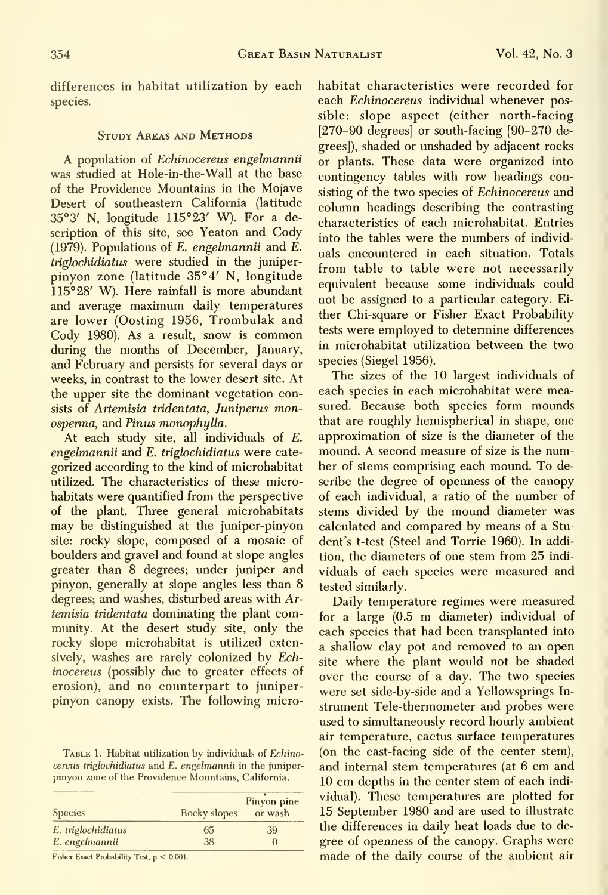differences in habitat utilization by each species.

## Study Areas and Methods

A population of *Echinocereus engelmannii* was studied at Hole-in-the-Wall at the base of the Providence Mountains in the Mojave Desert of southeastern California (latitude 35°3′ N, longitude 115°23′ W). For a description of this site, see Yeaton and Cody (1979). Populations of *E. engelmannii* and *E. triglochidiatus* were studied in the juniper-pinyon zone (latitude 35°4′ N, longitude 115°28′ W). Here rainfall is more abundant and average maximum daily temperatures are lower (Oosting 1956, Trombulak and Cody 1980). As a result, snow is common during the months of December, January, and February and persists for several days or weeks, in contrast to the lower desert site. At the upper site the dominant vegetation consists of *Artemisia tridentata*, *Juniperus monosperma*, and *Pinus monophylla*.

At each study site, all individuals of *E. engelmannii* and *E. triglochidiatus* were categorized according to the kind of microhabitat utilized. The characteristics of these microhabitats were quantified from the perspective of the plant. Three general microhabitats may be distinguished at the juniper-pinyon site: rocky slope, composed of a mosaic of boulders and gravel and found at slope angles greater than 8 degrees; under juniper and pinyon, generally at slope angles less than 8 degrees; and washes, disturbed areas with *Artemisia tridentata* dominating the plant community. At the desert study site, only the rocky slope microhabitat is utilized extensively, washes are rarely colonized by *Echinocereus* (possibly due to greater effects of erosion), and no counterpart to juniper-pinyon canopy exists. The following microhabitat characteristics were recorded for each *Echinocereus* individual whenever possible: slope aspect (either north-facing [270–90 degrees] or south-facing [90–270 degrees]), shaded or unshaded by adjacent rocks or plants. These data were organized into contingency tables with row headings consisting of the two species of *Echinocereus* and column headings describing the contrasting characteristics of each microhabitat. Entries into the tables were the numbers of individuals encountered in each situation. Totals from table to table were not necessarily equivalent because some individuals could not be assigned to a particular category. Either Chi-square or Fisher Exact Probability tests were employed to determine differences in microhabitat utilization between the two species (Siegel 1956).

The sizes of the 10 largest individuals of each species in each microhabitat were measured. Because both species form mounds that are roughly hemispherical in shape, one approximation of size is the diameter of the mound. A second measure of size is the number of stems comprising each mound. To describe the degree of openness of the canopy of each individual, a ratio of the number of stems divided by the mound diameter was calculated and compared by means of a Student's t-test (Steel and Torrie 1960). In addition, the diameters of one stem from 25 individuals of each species were measured and tested similarly.

Daily temperature regimes were measured for a large (0.5 m diameter) individual of each species that had been transplanted into a shallow clay pot and removed to an open site where the plant would not be shaded over the course of a day. The two species were set side-by-side and a Yellowsprings Instrument Tele-thermometer and probes were used to simultaneously record hourly ambient air temperature, cactus surface temperatures (on the east-facing side of the center stem), and internal stem temperatures (at 6 cm and 10 cm depths in the center stem of each individual). These temperatures are plotted for 15 September 1980 and are used to illustrate the differences in daily heat loads due to degree of openness of the canopy. Graphs were made of the daily course of the ambient air

Table 1. Habitat utilization by individuals of *Echinocereus triglochidiatus* and *E. engelmannii* in the juniper-pinyon zone of the Providence Mountains, California.

| Species | Rocky slopes | Pinyon pine or wash |
|---|---|---|
| *E. triglochidiatus* | 65 | 39 |
| *E. engelmannii* | 38 | 0 |

Fisher Exact Probability Test, $p < 0.001$.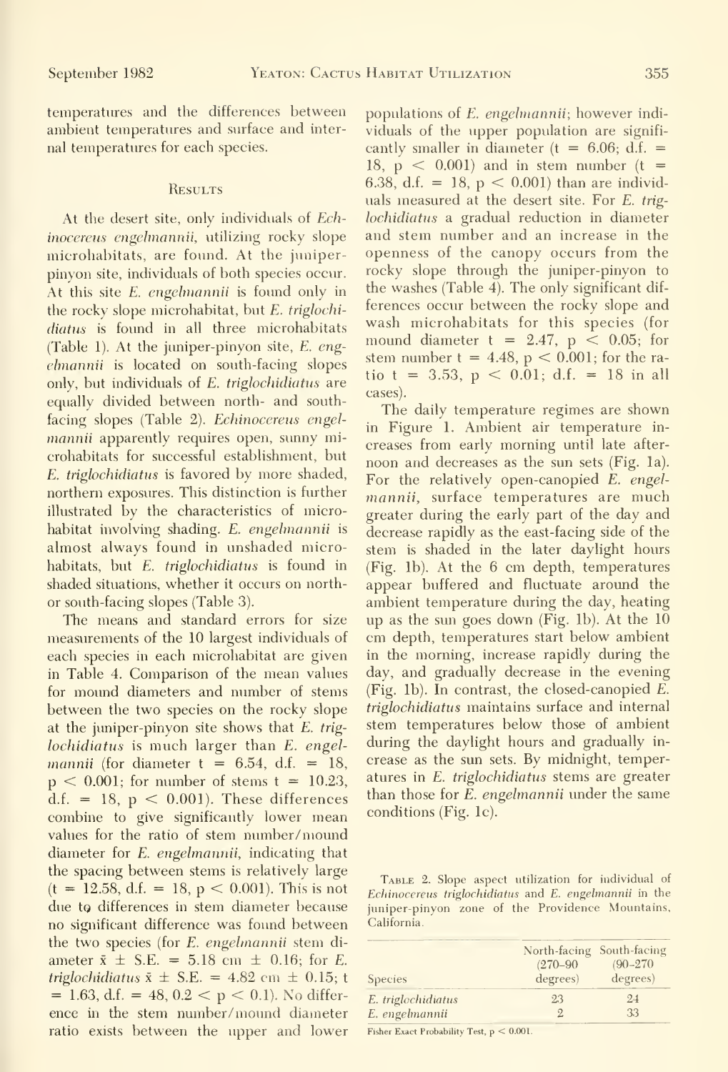temperatures and the differences between ambient temperatures and surface and internal temperatures for each species.

## Results

At the desert site, only individuals of *Echinocereus engelmannii*, utilizing rocky slope microhabitats, are found. At the juniper-pinyon site, individuals of both species occur. At this site *E. engelmannii* is found only in the rocky slope microhabitat, but *E. triglochidiatus* is found in all three microhabitats (Table 1). At the juniper-pinyon site, *E. engelmannii* is located on south-facing slopes only, but individuals of *E. triglochidiatus* are equally divided between north- and south-facing slopes (Table 2). *Echinocereus engelmannii* apparently requires open, sunny microhabitats for successful establishment, but *E. triglochidiatus* is favored by more shaded, northern exposures. This distinction is further illustrated by the characteristics of microhabitat involving shading. *E. engelmannii* is almost always found in unshaded microhabitats, but *E. triglochidiatus* is found in shaded situations, whether it occurs on north- or south-facing slopes (Table 3).

The means and standard errors for size measurements of the 10 largest individuals of each species in each microhabitat are given in Table 4. Comparison of the mean values for mound diameters and number of stems between the two species on the rocky slope at the juniper-pinyon site shows that *E. triglochidiatus* is much larger than *E. engelmannii* (for diameter $t = 6.54$, d.f. $= 18$, $p < 0.001$; for number of stems $t = 10.23$, d.f. $= 18$, $p < 0.001$). These differences combine to give significantly lower mean values for the ratio of stem number/mound diameter for *E. engelmannii*, indicating that the spacing between stems is relatively large ($t = 12.58$, d.f. $= 18$, $p < 0.001$). This is not due to differences in stem diameter because no significant difference was found between the two species (for *E. engelmannii* stem diameter $\bar{x} \pm$ S.E. $= 5.18$ cm $\pm$ 0.16; for *E. triglochidiatus* $\bar{x} \pm$ S.E. $= 4.82$ cm $\pm$ 0.15; $t = 1.63$, d.f. $= 48$, $0.2 < p < 0.1$). No difference in the stem number/mound diameter ratio exists between the upper and lower populations of *E. engelmannii*; however individuals of the upper population are significantly smaller in diameter ($t = 6.06$; d.f. $= 18$, $p < 0.001$) and in stem number ($t = 6.38$, d.f. $= 18$, $p < 0.001$) than are individuals measured at the desert site. For *E. triglochidiatus* a gradual reduction in diameter and stem number and an increase in the openness of the canopy occurs from the rocky slope through the juniper-pinyon to the washes (Table 4). The only significant differences occur between the rocky slope and wash microhabitats for this species (for mound diameter $t = 2.47$, $p < 0.05$; for stem number $t = 4.48$, $p < 0.001$; for the ratio $t = 3.53$, $p < 0.01$; d.f. $= 18$ in all cases).

The daily temperature regimes are shown in Figure 1. Ambient air temperature increases from early morning until late afternoon and decreases as the sun sets (Fig. 1a). For the relatively open-canopied *E. engelmannii*, surface temperatures are much greater during the early part of the day and decrease rapidly as the east-facing side of the stem is shaded in the later daylight hours (Fig. 1b). At the 6 cm depth, temperatures appear buffered and fluctuate around the ambient temperature during the day, heating up as the sun goes down (Fig. 1b). At the 10 cm depth, temperatures start below ambient in the morning, increase rapidly during the day, and gradually decrease in the evening (Fig. 1b). In contrast, the closed-canopied *E. triglochidiatus* maintains surface and internal stem temperatures below those of ambient during the daylight hours and gradually increase as the sun sets. By midnight, temperatures in *E. triglochidiatus* stems are greater than those for *E. engelmannii* under the same conditions (Fig. 1c).

Table 2. Slope aspect utilization for individual of *Echinocereus triglochidiatus* and *E. engelmannii* in the juniper-pinyon zone of the Providence Mountains, California.

| Species | North-facing (270–90 degrees) | South-facing (90–270 degrees) |
|---|---|---|
| *E. triglochidiatus* | 23 | 24 |
| *E. engelmannii* | 2 | 33 |

Fisher Exact Probability Test, $p < 0.001$.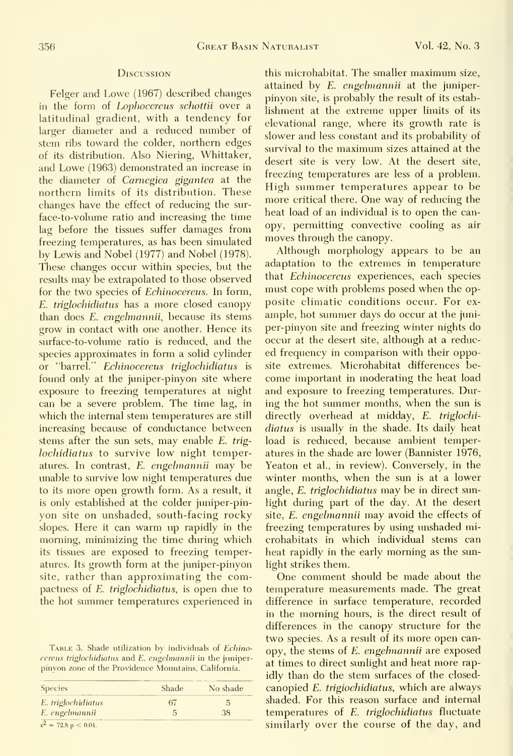## Discussion

Felger and Lowe (1967) described changes in the form of *Lophocereus schottii* over a latitudinal gradient, with a tendency for larger diameter and a reduced number of stem ribs toward the colder, northern edges of its distribution. Also Niering, Whittaker, and Lowe (1963) demonstrated an increase in the diameter of *Carnegiea gigantea* at the northern limits of its distribution. These changes have the effect of reducing the surface-to-volume ratio and increasing the time lag before the tissues suffer damages from freezing temperatures, as has been simulated by Lewis and Nobel (1977) and Nobel (1978). These changes occur within species, but the results may be extrapolated to those observed for the two species of *Echinocereus*. In form, *E. triglochidiatus* has a more closed canopy than does *E. engelmannii*, because its stems grow in contact with one another. Hence its surface-to-volume ratio is reduced, and the species approximates in form a solid cylinder or "barrel." *Echinocereus triglochidiatus* is found only at the juniper-pinyon site where exposure to freezing temperatures at night can be a severe problem. The time lag, in which the internal stem temperatures are still increasing because of conductance between stems after the sun sets, may enable *E. triglochidiatus* to survive low night temperatures. In contrast, *E. engelmannii* may be unable to survive low night temperatures due to its more open growth form. As a result, it is only established at the colder juniper-pinyon site on unshaded, south-facing rocky slopes. Here it can warm up rapidly in the morning, minimizing the time during which its tissues are exposed to freezing temperatures. Its growth form at the juniper-pinyon site, rather than approximating the compactness of *E. triglochidiatus*, is open due to the hot summer temperatures experienced in this microhabitat. The smaller maximum size, attained by *E. engelmannii* at the juniper-pinyon site, is probably the result of its establishment at the extreme upper limits of its elevational range, where its growth rate is slower and less constant and its probability of survival to the maximum sizes attained at the desert site is very low. At the desert site, freezing temperatures are less of a problem. High summer temperatures appear to be more critical there. One way of reducing the heat load of an individual is to open the canopy, permitting convective cooling as air moves through the canopy.

Although morphology appears to be an adaptation to the extremes in temperature that *Echinocereus* experiences, each species must cope with problems posed when the opposite climatic conditions occur. For example, hot summer days do occur at the juniper-pinyon site and freezing winter nights do occur at the desert site, although at a reduced frequency in comparison with their opposite extremes. Microhabitat differences become important in moderating the heat load and exposure to freezing temperatures. During the hot summer months, when the sun is directly overhead at midday, *E. triglochidiatus* is usually in the shade. Its daily heat load is reduced, because ambient temperatures in the shade are lower (Bannister 1976, Yeaton et al., in review). Conversely, in the winter months, when the sun is at a lower angle, *E. triglochidiatus* may be in direct sunlight during part of the day. At the desert site, *E. engelmannii* may avoid the effects of freezing temperatures by using unshaded microhabitats in which individual stems can heat rapidly in the early morning as the sunlight strikes them.

One comment should be made about the temperature measurements made. The great difference in surface temperature, recorded in the morning hours, is the direct result of differences in the canopy structure for the two species. As a result of its more open canopy, the stems of *E. engelmannii* are exposed at times to direct sunlight and heat more rapidly than do the stem surfaces of the closed-canopied *E. trigiochidiatus*, which are always shaded. For this reason surface and internal temperatures of *E. triglochidiatus* fluctuate similarly over the course of the day, and

Table 3. Shade utilization by individuals of *Echinocereus triglochidiatus* and *E. engelmannii* in the juniper-pinyon zone of the Providence Mountains, California.

| Species | Shade | No shade |
|---|---|---|
| *E. triglochidiatus* | 67 | 5 |
| *E. engelmannii* | 5 | 38 |

$x^2 = 72.8$ $p < 0.01$.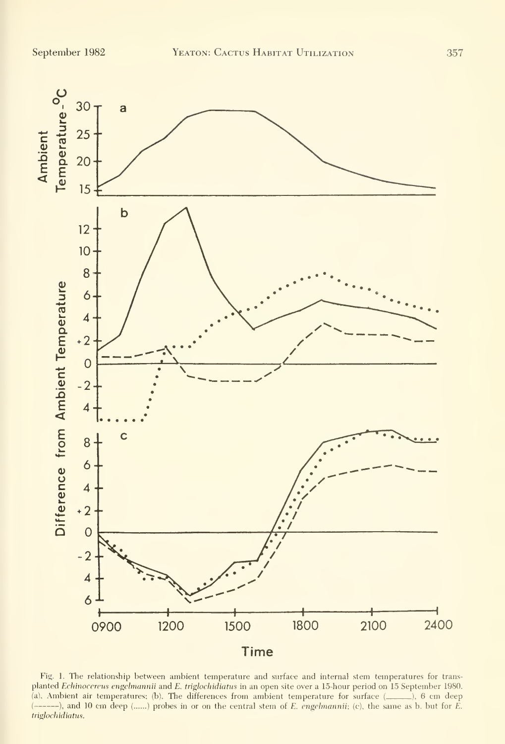Fig. 1. The relationship between ambient temperature and surface and internal stem temperatures for transplanted *Echinocereus engelmannii* and *E. triglochidiatus* in an open site over a 15-hour period on 15 September 1980. (a), Ambient air temperatures; (b), The differences from ambient temperature for surface (______), 6 cm deep (------), and 10 cm deep (......) probes in or on the central stem of *E. engelmannii*; (c), the same as b. but for *E. triglochidiatus*.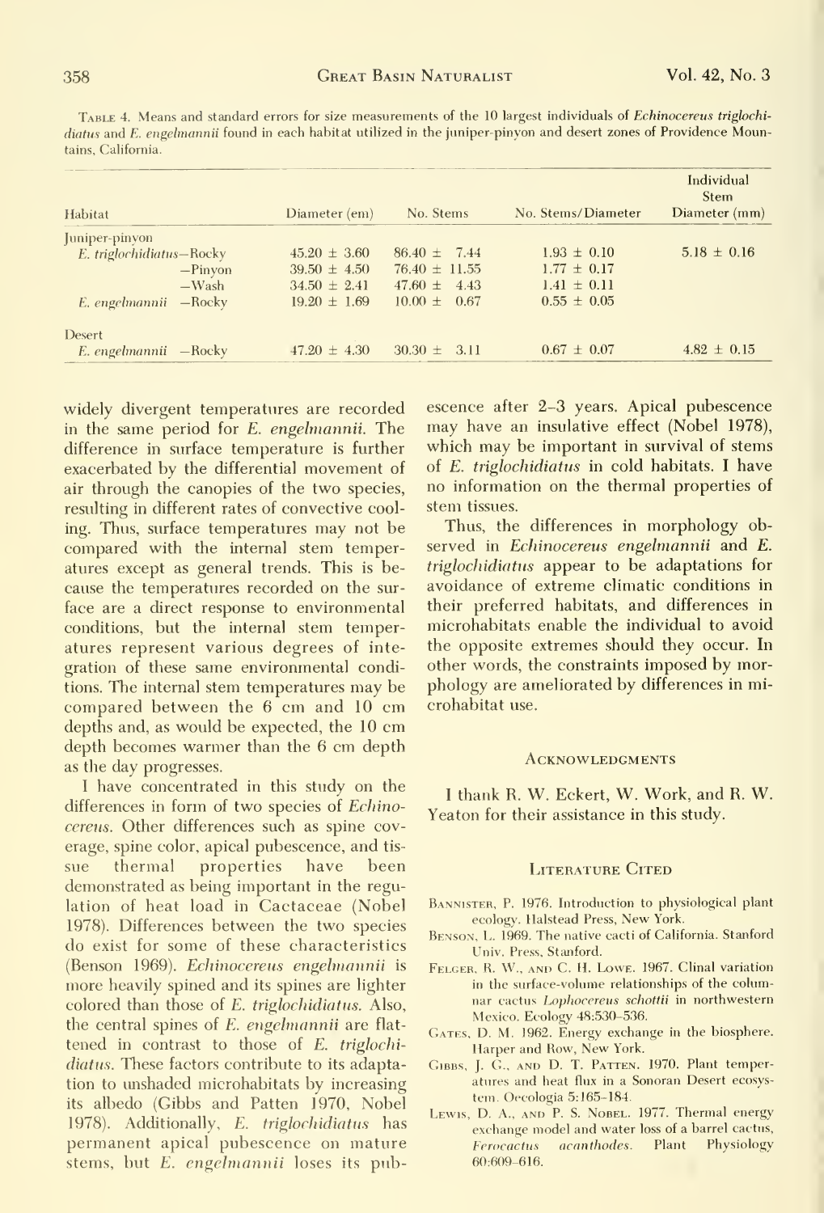TABLE 4. Means and standard errors for size measurements of the 10 largest individuals of *Echinocereus triglochidiatus* and *E. engelmannii* found in each habitat utilized in the juniper-pinyon and desert zones of Providence Mountains, California.

| Habitat | Diameter (cm) | No. Stems | No. Stems/Diameter | Individual Stem Diameter (mm) |
|---|---|---|---|---|
| Juniper-pinyon | | | | |
| *E. triglochidiatus*—Rocky | 45.20 ± 3.60 | 86.40 ± 7.44 | 1.93 ± 0.10 | 5.18 ± 0.16 |
| —Pinyon | 39.50 ± 4.50 | 76.40 ± 11.55 | 1.77 ± 0.17 | |
| —Wash | 34.50 ± 2.41 | 47.60 ± 4.43 | 1.41 ± 0.11 | |
| *E. engelmannii* —Rocky | 19.20 ± 1.69 | 10.00 ± 0.67 | 0.55 ± 0.05 | |
| Desert | | | | |
| *E. engelmannii* —Rocky | 47.20 ± 4.30 | 30.30 ± 3.11 | 0.67 ± 0.07 | 4.82 ± 0.15 |

widely divergent temperatures are recorded in the same period for *E. engelmannii*. The difference in surface temperature is further exacerbated by the differential movement of air through the canopies of the two species, resulting in different rates of convective cooling. Thus, surface temperatures may not be compared with the internal stem temperatures except as general trends. This is because the temperatures recorded on the surface are a direct response to environmental conditions, but the internal stem temperatures represent various degrees of integration of these same environmental conditions. The internal stem temperatures may be compared between the 6 cm and 10 cm depths and, as would be expected, the 10 cm depth becomes warmer than the 6 cm depth as the day progresses.

I have concentrated in this study on the differences in form of two species of *Echinocereus*. Other differences such as spine coverage, spine color, apical pubescence, and tissue thermal properties have been demonstrated as being important in the regulation of heat load in Cactaceae (Nobel 1978). Differences between the two species do exist for some of these characteristics (Benson 1969). *Echinocereus engelmannii* is more heavily spined and its spines are lighter colored than those of *E. triglochidiatus*. Also, the central spines of *E. engelmannii* are flattened in contrast to those of *E. triglochidiatus*. These factors contribute to its adaptation to unshaded microhabitats by increasing its albedo (Gibbs and Patten 1970, Nobel 1978). Additionally, *E. triglochidiatus* has permanent apical pubescence on mature stems, but *E. engelmannii* loses its pubescence after 2–3 years. Apical pubescence may have an insulative effect (Nobel 1978), which may be important in survival of stems of *E. triglochidiatus* in cold habitats. I have no information on the thermal properties of stem tissues.

Thus, the differences in morphology observed in *Echinocereus engelmannii* and *E. triglochidiatus* appear to be adaptations for avoidance of extreme climatic conditions in their preferred habitats, and differences in microhabitats enable the individual to avoid the opposite extremes should they occur. In other words, the constraints imposed by morphology are ameliorated by differences in microhabitat use.

## ACKNOWLEDGMENTS

I thank R. W. Eckert, W. Work, and R. W. Yeaton for their assistance in this study.

## LITERATURE CITED

- BANNISTER, P. 1976. Introduction to physiological plant ecology. Halstead Press, New York.
- BENSON, L. 1969. The native cacti of California. Stanford Univ. Press, Stanford.
- FELGER, R. W., AND C. H. LOWE. 1967. Clinal variation in the surface-volume relationships of the columnar cactus *Lophocereus schottii* in northwestern Mexico. Ecology 48:530–536.
- GATES, D. M. 1962. Energy exchange in the biosphere. Harper and Row, New York.
- GIBBS, J. G., AND D. T. PATTEN. 1970. Plant temperatures and heat flux in a Sonoran Desert ecosystem. Oecologia 5:165–184.
- LEWIS, D. A., AND P. S. NOBEL. 1977. Thermal energy exchange model and water loss of a barrel cactus, *Ferocactus acanthodes*. Plant Physiology 60:609–616.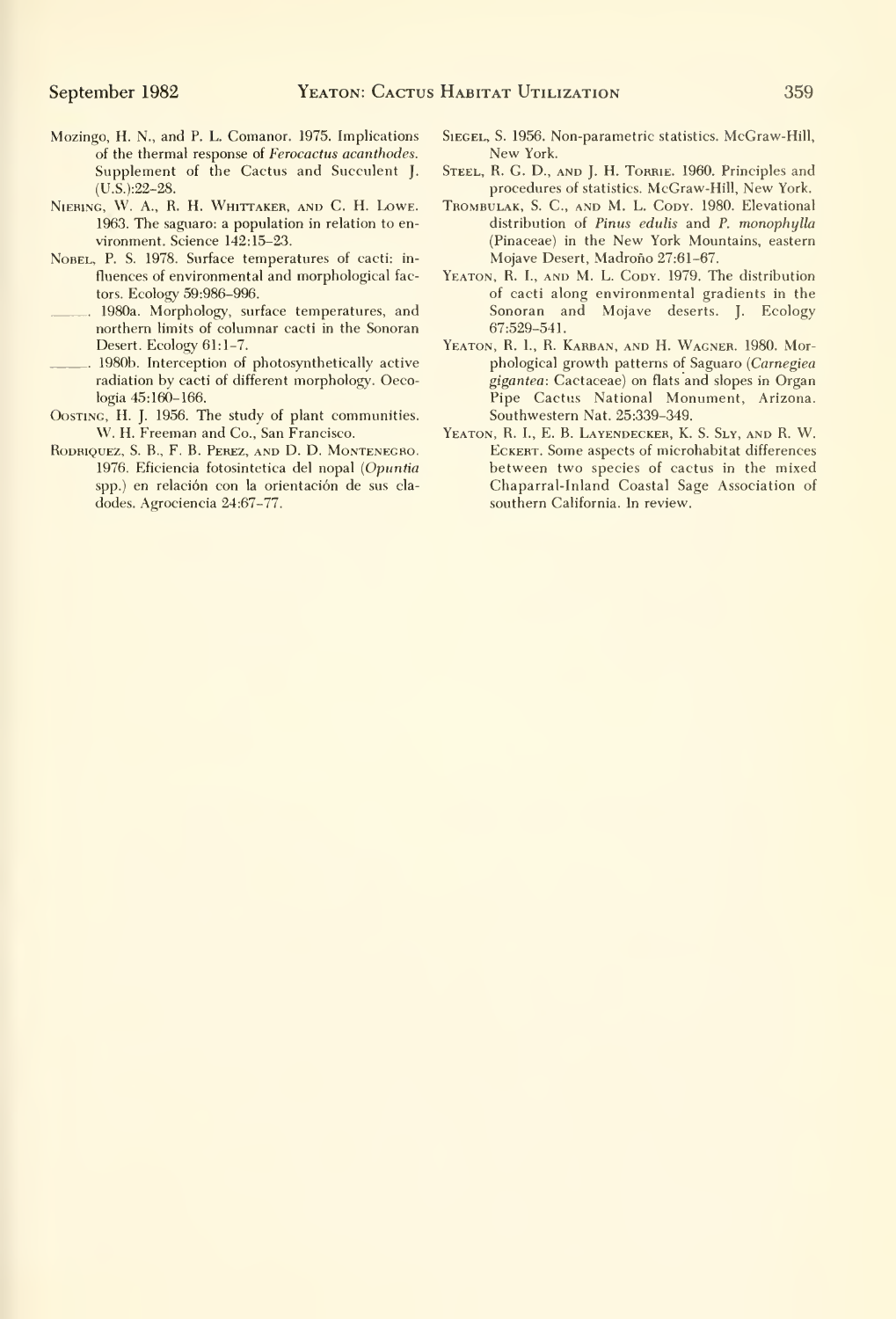Mozingo, H. N., and P. L. Comanor. 1975. Implications of the thermal response of *Ferocactus acanthodes*. Supplement of the Cactus and Succulent J. (U.S.):22–28.

Niering, W. A., R. H. Whittaker, and C. H. Lowe. 1963. The saguaro: a population in relation to environment. Science 142:15–23.

Nobel, P. S. 1978. Surface temperatures of cacti: influences of environmental and morphological factors. Ecology 59:986–996.

_____. 1980a. Morphology, surface temperatures, and northern limits of columnar cacti in the Sonoran Desert. Ecology 61:1–7.

_____. 1980b. Interception of photosynthetically active radiation by cacti of different morphology. Oecologia 45:160–166.

Oosting, H. J. 1956. The study of plant communities. W. H. Freeman and Co., San Francisco.

Rodriquez, S. B., F. B. Perez, and D. D. Montenegro. 1976. Eficiencia fotosintetica del nopal (*Opuntia* spp.) en relación con la orientación de sus cladodes. Agrociencia 24:67–77.

Siegel, S. 1956. Non-parametric statistics. McGraw-Hill, New York.

Steel, R. G. D., and J. H. Torrie. 1960. Principles and procedures of statistics. McGraw-Hill, New York.

Trombulak, S. C., and M. L. Cody. 1980. Elevational distribution of *Pinus edulis* and *P. monophylla* (Pinaceae) in the New York Mountains, eastern Mojave Desert, Madroño 27:61–67.

Yeaton, R. I., and M. L. Cody. 1979. The distribution of cacti along environmental gradients in the Sonoran and Mojave deserts. J. Ecology 67:529–541.

Yeaton, R. I., R. Karban, and H. Wagner. 1980. Morphological growth patterns of Saguaro (*Carnegiea gigantea*: Cactaceae) on flats and slopes in Organ Pipe Cactus National Monument, Arizona. Southwestern Nat. 25:339–349.

Yeaton, R. I., E. B. Layendecker, K. S. Sly, and R. W. Eckert. Some aspects of microhabitat differences between two species of cactus in the mixed Chaparral-Inland Coastal Sage Association of southern California. In review.